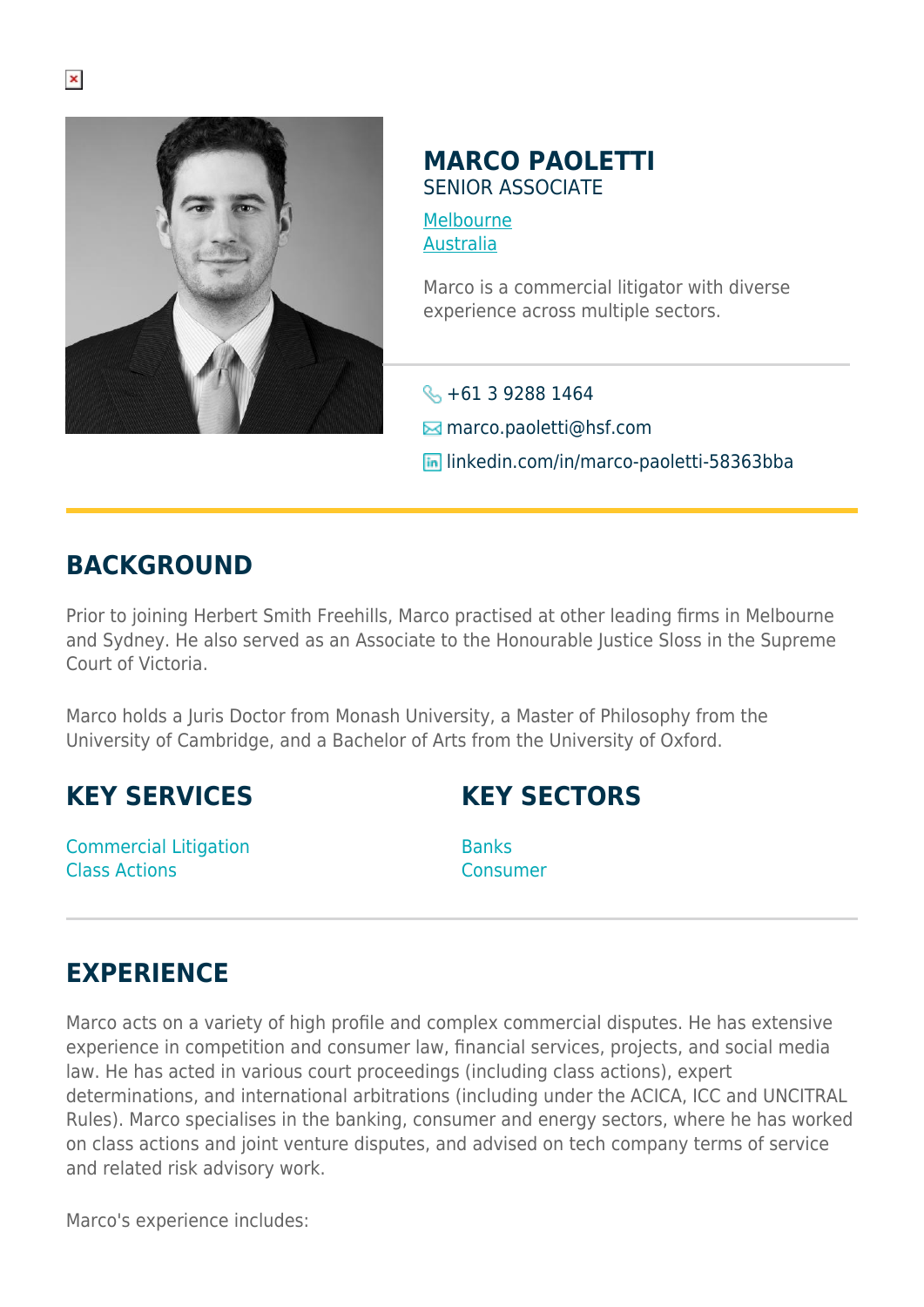# MARCO PAOLETTI

SENIOR ASSOCIATE

Melbourne
Australia

Marco is a commercial litigator with diverse experience across multiple sectors.

+61 3 9288 1464
marco.paoletti@hsf.com
linkedin.com/in/marco-paoletti-58363bba

## BACKGROUND

Prior to joining Herbert Smith Freehills, Marco practised at other leading firms in Melbourne and Sydney. He also served as an Associate to the Honourable Justice Sloss in the Supreme Court of Victoria.

Marco holds a Juris Doctor from Monash University, a Master of Philosophy from the University of Cambridge, and a Bachelor of Arts from the University of Oxford.

## KEY SERVICES

Commercial Litigation
Class Actions

## KEY SECTORS

Banks
Consumer

## EXPERIENCE

Marco acts on a variety of high profile and complex commercial disputes. He has extensive experience in competition and consumer law, financial services, projects, and social media law. He has acted in various court proceedings (including class actions), expert determinations, and international arbitrations (including under the ACICA, ICC and UNCITRAL Rules). Marco specialises in the banking, consumer and energy sectors, where he has worked on class actions and joint venture disputes, and advised on tech company terms of service and related risk advisory work.

Marco's experience includes: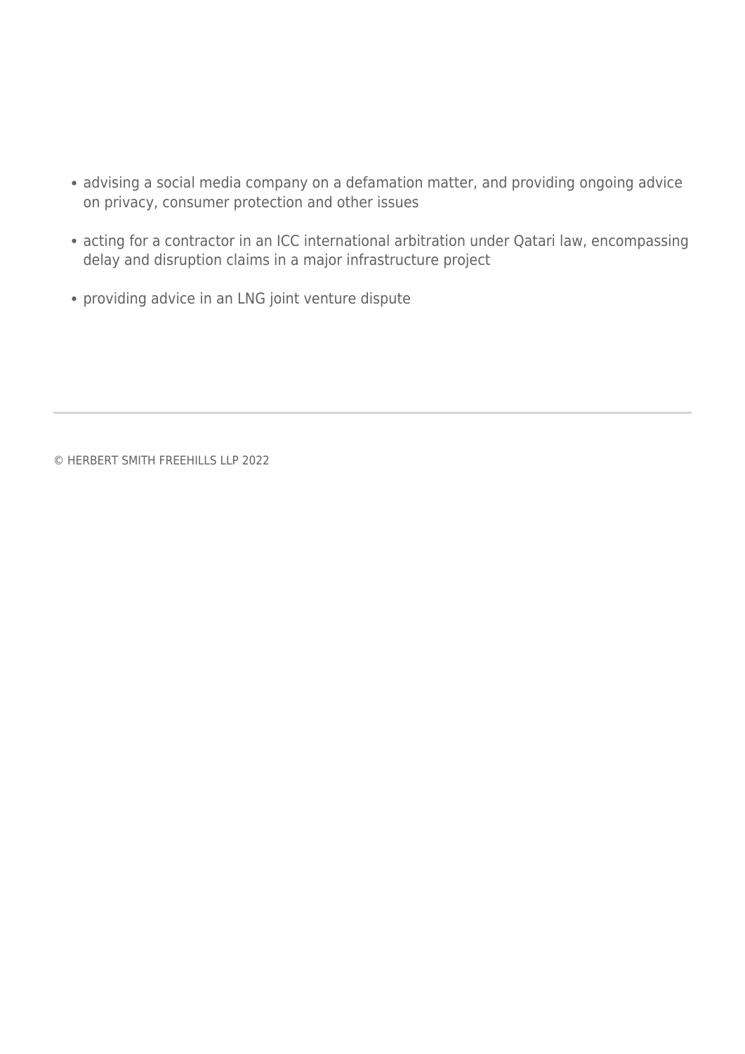- advising a social media company on a defamation matter, and providing ongoing advice on privacy, consumer protection and other issues
- acting for a contractor in an ICC international arbitration under Qatari law, encompassing delay and disruption claims in a major infrastructure project
- providing advice in an LNG joint venture dispute

---

© HERBERT SMITH FREEHILLS LLP 2022